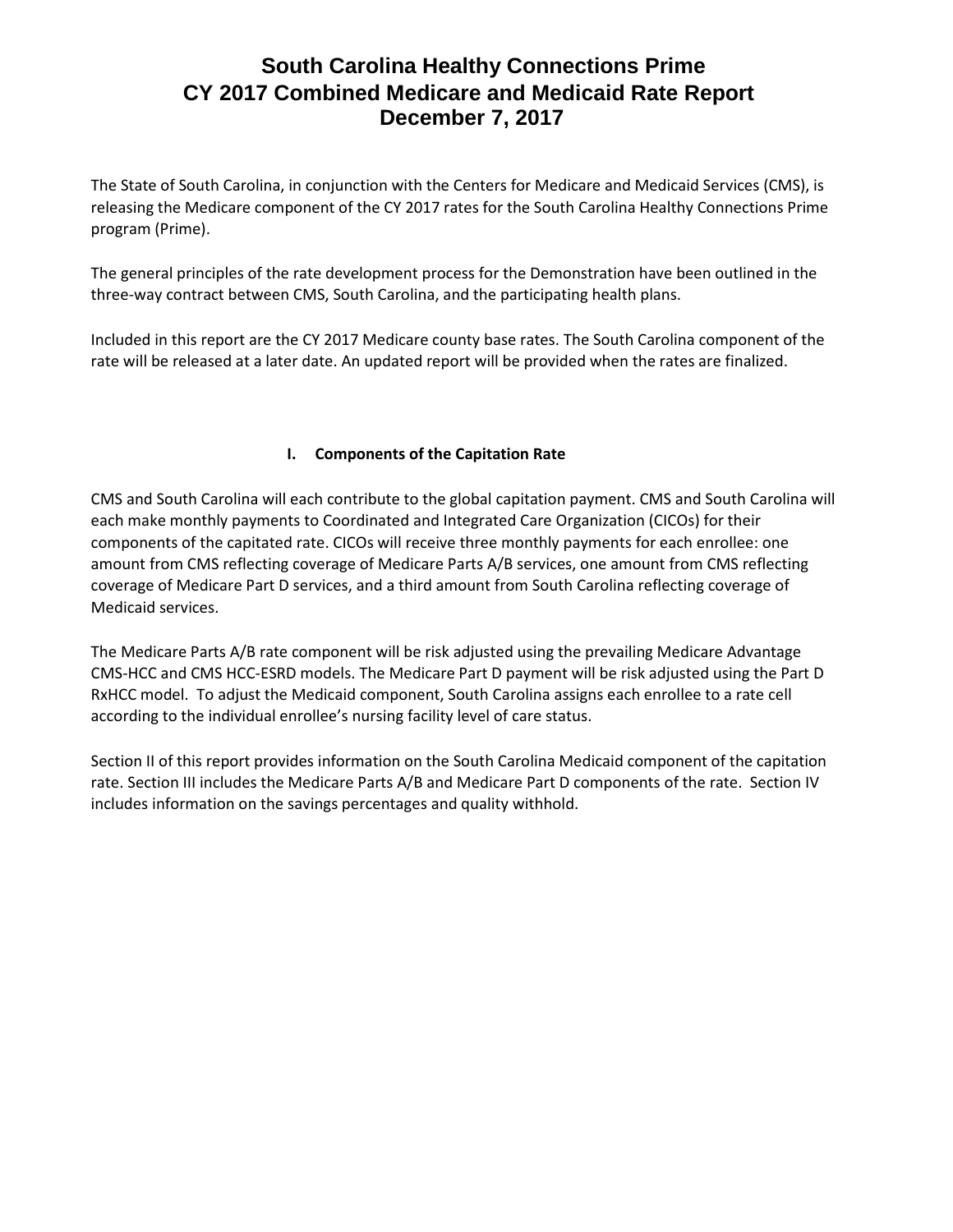# South Carolina Healthy Connections Prime
# CY 2017 Combined Medicare and Medicaid Rate Report
# December 7, 2017

The State of South Carolina, in conjunction with the Centers for Medicare and Medicaid Services (CMS), is releasing the Medicare component of the CY 2017 rates for the South Carolina Healthy Connections Prime program (Prime).

The general principles of the rate development process for the Demonstration have been outlined in the three-way contract between CMS, South Carolina, and the participating health plans.

Included in this report are the CY 2017 Medicare county base rates. The South Carolina component of the rate will be released at a later date. An updated report will be provided when the rates are finalized.

## I. Components of the Capitation Rate

CMS and South Carolina will each contribute to the global capitation payment. CMS and South Carolina will each make monthly payments to Coordinated and Integrated Care Organization (CICOs) for their components of the capitated rate. CICOs will receive three monthly payments for each enrollee: one amount from CMS reflecting coverage of Medicare Parts A/B services, one amount from CMS reflecting coverage of Medicare Part D services, and a third amount from South Carolina reflecting coverage of Medicaid services.

The Medicare Parts A/B rate component will be risk adjusted using the prevailing Medicare Advantage CMS-HCC and CMS HCC-ESRD models. The Medicare Part D payment will be risk adjusted using the Part D RxHCC model. To adjust the Medicaid component, South Carolina assigns each enrollee to a rate cell according to the individual enrollee's nursing facility level of care status.

Section II of this report provides information on the South Carolina Medicaid component of the capitation rate. Section III includes the Medicare Parts A/B and Medicare Part D components of the rate. Section IV includes information on the savings percentages and quality withhold.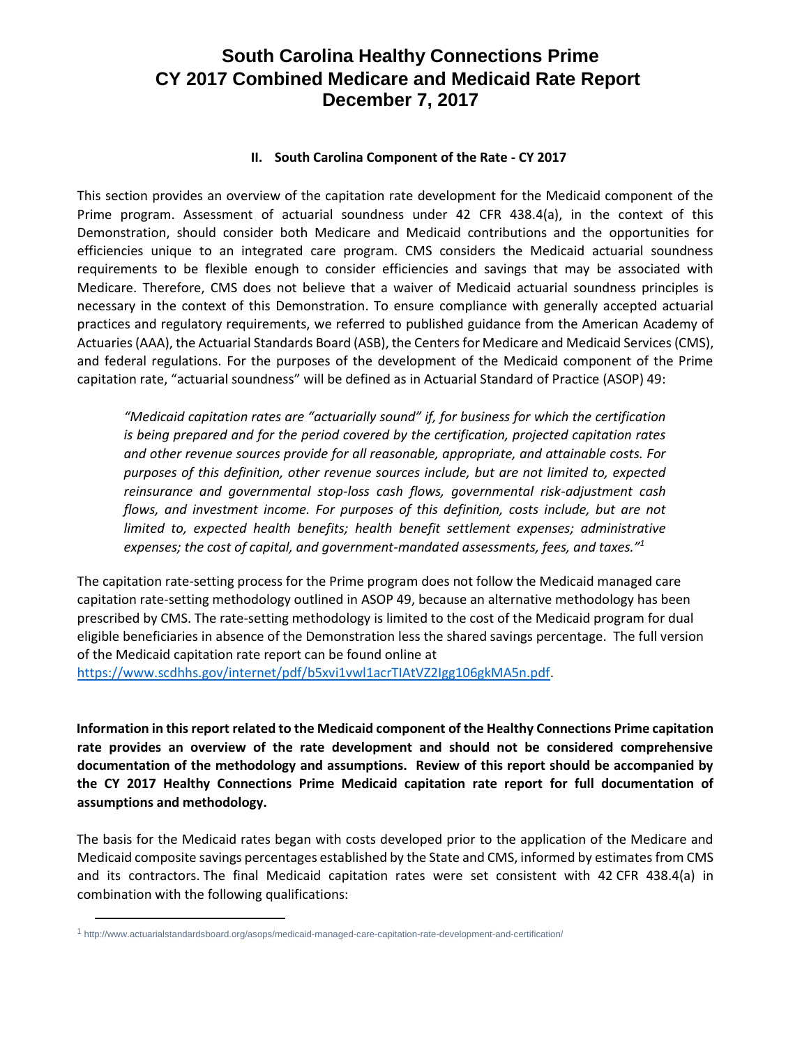# South Carolina Healthy Connections Prime CY 2017 Combined Medicare and Medicaid Rate Report December 7, 2017

## II. South Carolina Component of the Rate - CY 2017

This section provides an overview of the capitation rate development for the Medicaid component of the Prime program. Assessment of actuarial soundness under 42 CFR 438.4(a), in the context of this Demonstration, should consider both Medicare and Medicaid contributions and the opportunities for efficiencies unique to an integrated care program. CMS considers the Medicaid actuarial soundness requirements to be flexible enough to consider efficiencies and savings that may be associated with Medicare. Therefore, CMS does not believe that a waiver of Medicaid actuarial soundness principles is necessary in the context of this Demonstration. To ensure compliance with generally accepted actuarial practices and regulatory requirements, we referred to published guidance from the American Academy of Actuaries (AAA), the Actuarial Standards Board (ASB), the Centers for Medicare and Medicaid Services (CMS), and federal regulations. For the purposes of the development of the Medicaid component of the Prime capitation rate, "actuarial soundness" will be defined as in Actuarial Standard of Practice (ASOP) 49:

> *"Medicaid capitation rates are "actuarially sound" if, for business for which the certification is being prepared and for the period covered by the certification, projected capitation rates and other revenue sources provide for all reasonable, appropriate, and attainable costs. For purposes of this definition, other revenue sources include, but are not limited to, expected reinsurance and governmental stop-loss cash flows, governmental risk-adjustment cash flows, and investment income. For purposes of this definition, costs include, but are not limited to, expected health benefits; health benefit settlement expenses; administrative expenses; the cost of capital, and government-mandated assessments, fees, and taxes."*[1]

The capitation rate-setting process for the Prime program does not follow the Medicaid managed care capitation rate-setting methodology outlined in ASOP 49, because an alternative methodology has been prescribed by CMS. The rate-setting methodology is limited to the cost of the Medicaid program for dual eligible beneficiaries in absence of the Demonstration less the shared savings percentage. The full version of the Medicaid capitation rate report can be found online at https://www.scdhhs.gov/internet/pdf/b5xvi1vwl1acrTIAtVZ2Igg106gkMA5n.pdf.

**Information in this report related to the Medicaid component of the Healthy Connections Prime capitation rate provides an overview of the rate development and should not be considered comprehensive documentation of the methodology and assumptions. Review of this report should be accompanied by the CY 2017 Healthy Connections Prime Medicaid capitation rate report for full documentation of assumptions and methodology.**

The basis for the Medicaid rates began with costs developed prior to the application of the Medicare and Medicaid composite savings percentages established by the State and CMS, informed by estimates from CMS and its contractors. The final Medicaid capitation rates were set consistent with 42 CFR 438.4(a) in combination with the following qualifications:

[1] http://www.actuarialstandardsboard.org/asops/medicaid-managed-care-capitation-rate-development-and-certification/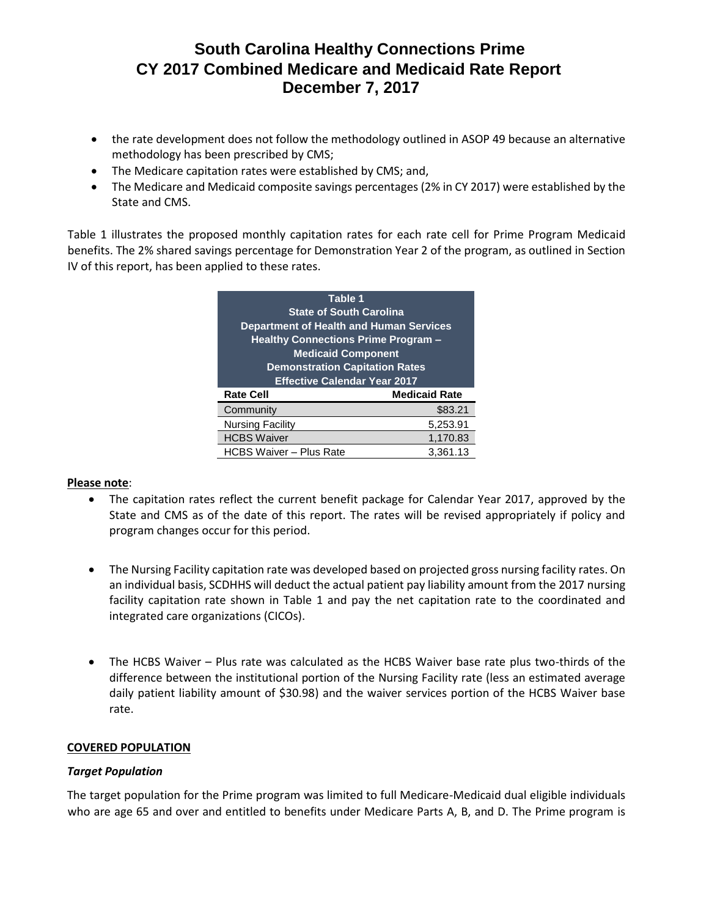- the rate development does not follow the methodology outlined in ASOP 49 because an alternative methodology has been prescribed by CMS;
- The Medicare capitation rates were established by CMS; and,
- The Medicare and Medicaid composite savings percentages (2% in CY 2017) were established by the State and CMS.

Table 1 illustrates the proposed monthly capitation rates for each rate cell for Prime Program Medicaid benefits. The 2% shared savings percentage for Demonstration Year 2 of the program, as outlined in Section IV of this report, has been applied to these rates.

**Table 1**
**State of South Carolina**
**Department of Health and Human Services**
**Healthy Connections Prime Program – Medicaid Component**
**Demonstration Capitation Rates**
**Effective Calendar Year 2017**

| Rate Cell | Medicaid Rate |
|---|---|
| Community | $83.21 |
| Nursing Facility | 5,253.91 |
| HCBS Waiver | 1,170.83 |
| HCBS Waiver – Plus Rate | 3,361.13 |

**Please note**:

- The capitation rates reflect the current benefit package for Calendar Year 2017, approved by the State and CMS as of the date of this report. The rates will be revised appropriately if policy and program changes occur for this period.
- The Nursing Facility capitation rate was developed based on projected gross nursing facility rates. On an individual basis, SCDHHS will deduct the actual patient pay liability amount from the 2017 nursing facility capitation rate shown in Table 1 and pay the net capitation rate to the coordinated and integrated care organizations (CICOs).
- The HCBS Waiver – Plus rate was calculated as the HCBS Waiver base rate plus two-thirds of the difference between the institutional portion of the Nursing Facility rate (less an estimated average daily patient liability amount of $30.98) and the waiver services portion of the HCBS Waiver base rate.

**COVERED POPULATION**

***Target Population***

The target population for the Prime program was limited to full Medicare-Medicaid dual eligible individuals who are age 65 and over and entitled to benefits under Medicare Parts A, B, and D. The Prime program is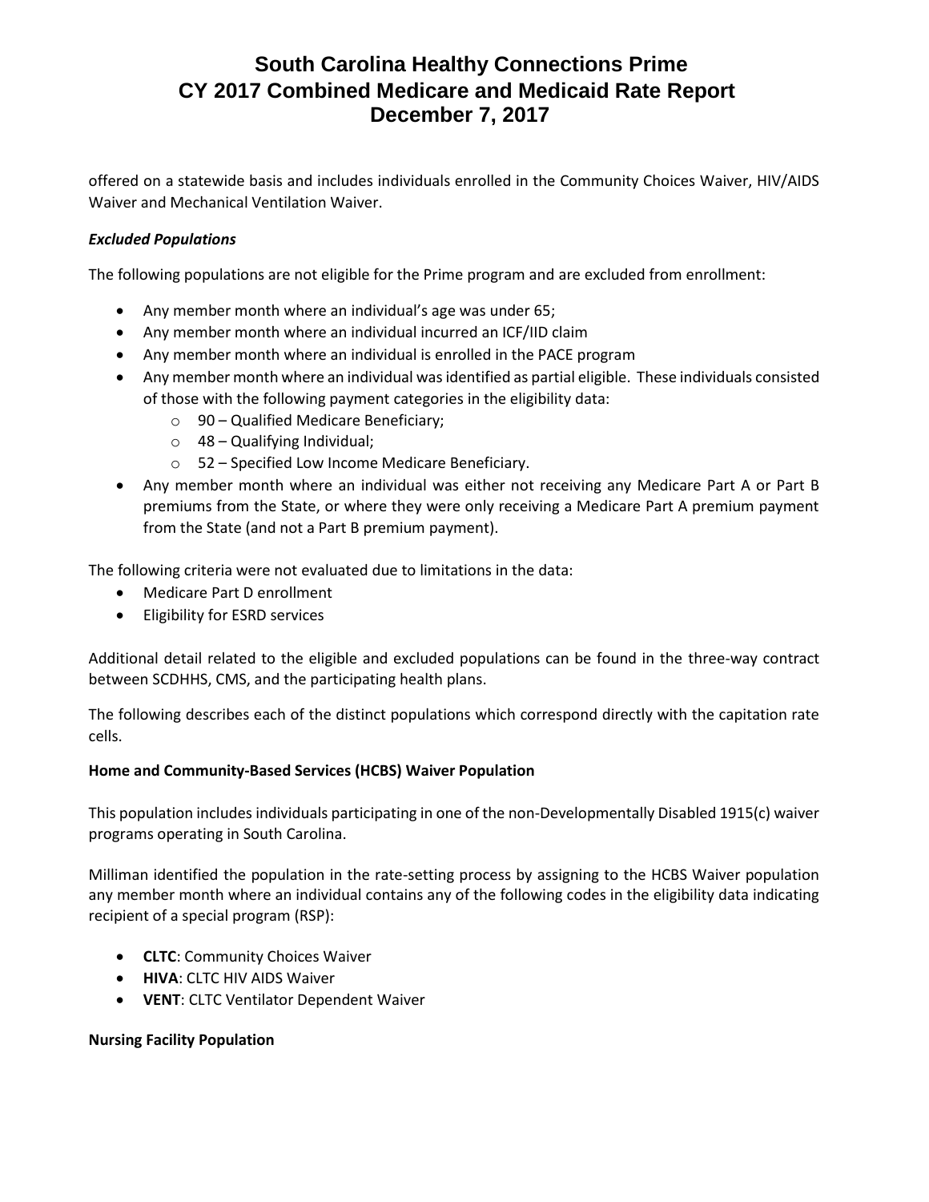offered on a statewide basis and includes individuals enrolled in the Community Choices Waiver, HIV/AIDS Waiver and Mechanical Ventilation Waiver.

***Excluded Populations***

The following populations are not eligible for the Prime program and are excluded from enrollment:

- Any member month where an individual's age was under 65;
- Any member month where an individual incurred an ICF/IID claim
- Any member month where an individual is enrolled in the PACE program
- Any member month where an individual was identified as partial eligible. These individuals consisted of those with the following payment categories in the eligibility data:
  - 90 – Qualified Medicare Beneficiary;
  - 48 – Qualifying Individual;
  - 52 – Specified Low Income Medicare Beneficiary.
- Any member month where an individual was either not receiving any Medicare Part A or Part B premiums from the State, or where they were only receiving a Medicare Part A premium payment from the State (and not a Part B premium payment).

The following criteria were not evaluated due to limitations in the data:

- Medicare Part D enrollment
- Eligibility for ESRD services

Additional detail related to the eligible and excluded populations can be found in the three-way contract between SCDHHS, CMS, and the participating health plans.

The following describes each of the distinct populations which correspond directly with the capitation rate cells.

**Home and Community-Based Services (HCBS) Waiver Population**

This population includes individuals participating in one of the non-Developmentally Disabled 1915(c) waiver programs operating in South Carolina.

Milliman identified the population in the rate-setting process by assigning to the HCBS Waiver population any member month where an individual contains any of the following codes in the eligibility data indicating recipient of a special program (RSP):

- **CLTC**: Community Choices Waiver
- **HIVA**: CLTC HIV AIDS Waiver
- **VENT**: CLTC Ventilator Dependent Waiver

**Nursing Facility Population**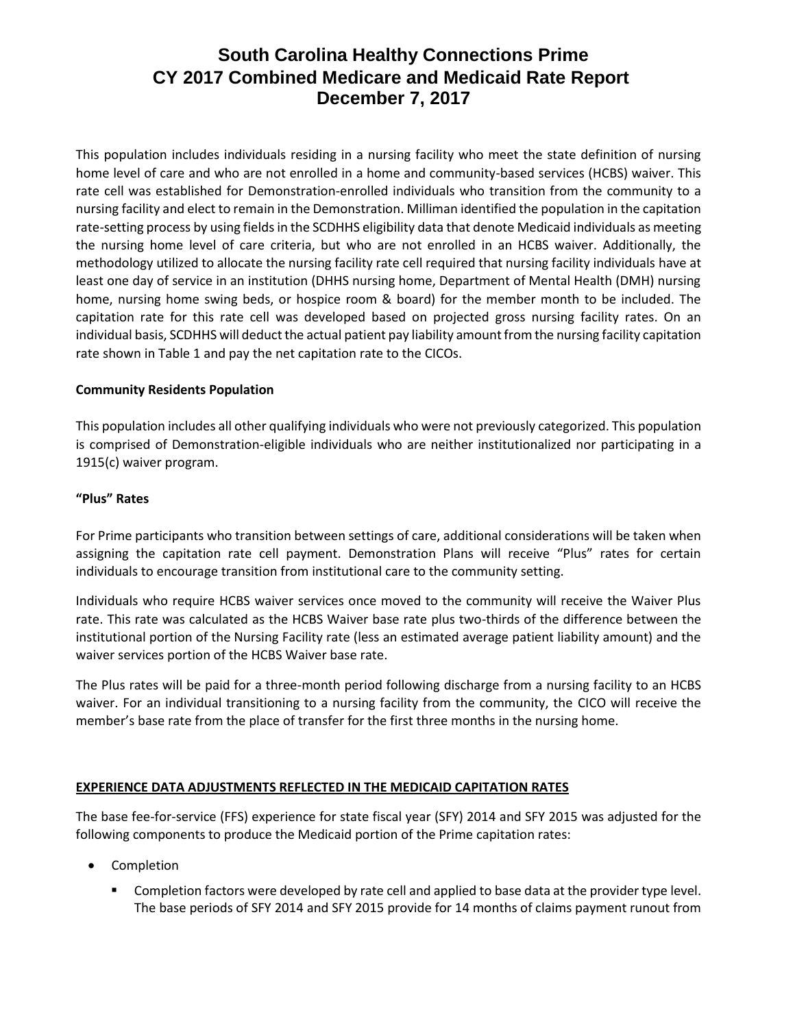This population includes individuals residing in a nursing facility who meet the state definition of nursing home level of care and who are not enrolled in a home and community-based services (HCBS) waiver. This rate cell was established for Demonstration-enrolled individuals who transition from the community to a nursing facility and elect to remain in the Demonstration. Milliman identified the population in the capitation rate-setting process by using fields in the SCDHHS eligibility data that denote Medicaid individuals as meeting the nursing home level of care criteria, but who are not enrolled in an HCBS waiver. Additionally, the methodology utilized to allocate the nursing facility rate cell required that nursing facility individuals have at least one day of service in an institution (DHHS nursing home, Department of Mental Health (DMH) nursing home, nursing home swing beds, or hospice room & board) for the member month to be included. The capitation rate for this rate cell was developed based on projected gross nursing facility rates. On an individual basis, SCDHHS will deduct the actual patient pay liability amount from the nursing facility capitation rate shown in Table 1 and pay the net capitation rate to the CICOs.

**Community Residents Population**

This population includes all other qualifying individuals who were not previously categorized. This population is comprised of Demonstration-eligible individuals who are neither institutionalized nor participating in a 1915(c) waiver program.

**"Plus" Rates**

For Prime participants who transition between settings of care, additional considerations will be taken when assigning the capitation rate cell payment. Demonstration Plans will receive "Plus" rates for certain individuals to encourage transition from institutional care to the community setting.

Individuals who require HCBS waiver services once moved to the community will receive the Waiver Plus rate. This rate was calculated as the HCBS Waiver base rate plus two-thirds of the difference between the institutional portion of the Nursing Facility rate (less an estimated average patient liability amount) and the waiver services portion of the HCBS Waiver base rate.

The Plus rates will be paid for a three-month period following discharge from a nursing facility to an HCBS waiver. For an individual transitioning to a nursing facility from the community, the CICO will receive the member's base rate from the place of transfer for the first three months in the nursing home.

**EXPERIENCE DATA ADJUSTMENTS REFLECTED IN THE MEDICAID CAPITATION RATES**

The base fee-for-service (FFS) experience for state fiscal year (SFY) 2014 and SFY 2015 was adjusted for the following components to produce the Medicaid portion of the Prime capitation rates:

- Completion
  - Completion factors were developed by rate cell and applied to base data at the provider type level. The base periods of SFY 2014 and SFY 2015 provide for 14 months of claims payment runout from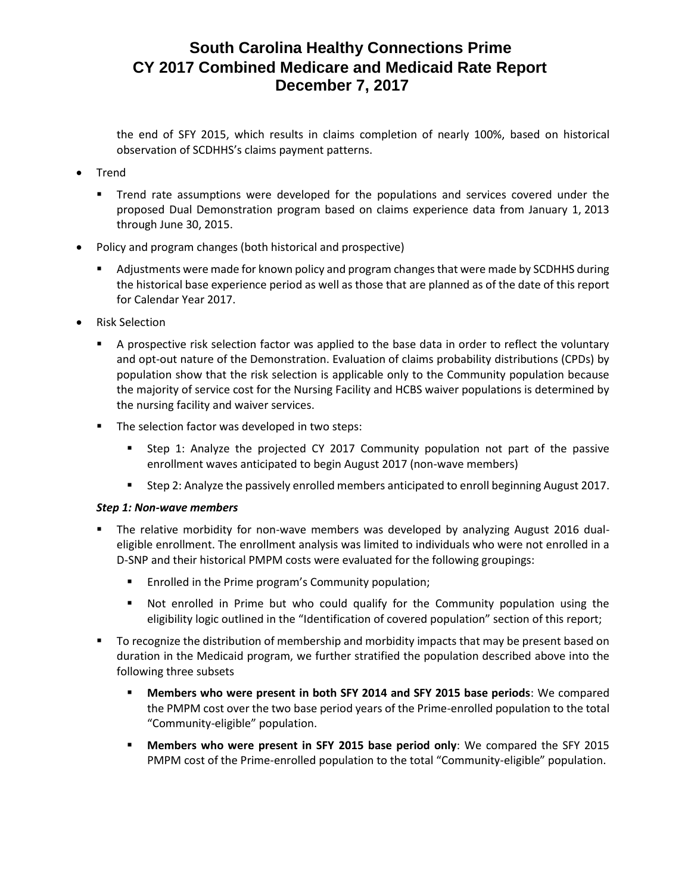the end of SFY 2015, which results in claims completion of nearly 100%, based on historical observation of SCDHHS's claims payment patterns.

- Trend
  - Trend rate assumptions were developed for the populations and services covered under the proposed Dual Demonstration program based on claims experience data from January 1, 2013 through June 30, 2015.
- Policy and program changes (both historical and prospective)
  - Adjustments were made for known policy and program changes that were made by SCDHHS during the historical base experience period as well as those that are planned as of the date of this report for Calendar Year 2017.
- Risk Selection
  - A prospective risk selection factor was applied to the base data in order to reflect the voluntary and opt-out nature of the Demonstration. Evaluation of claims probability distributions (CPDs) by population show that the risk selection is applicable only to the Community population because the majority of service cost for the Nursing Facility and HCBS waiver populations is determined by the nursing facility and waiver services.
  - The selection factor was developed in two steps:
    - Step 1: Analyze the projected CY 2017 Community population not part of the passive enrollment waves anticipated to begin August 2017 (non-wave members)
    - Step 2: Analyze the passively enrolled members anticipated to enroll beginning August 2017.

  ***Step 1: Non-wave members***

  - The relative morbidity for non-wave members was developed by analyzing August 2016 dual-eligible enrollment. The enrollment analysis was limited to individuals who were not enrolled in a D-SNP and their historical PMPM costs were evaluated for the following groupings:
    - Enrolled in the Prime program's Community population;
    - Not enrolled in Prime but who could qualify for the Community population using the eligibility logic outlined in the "Identification of covered population" section of this report;
  - To recognize the distribution of membership and morbidity impacts that may be present based on duration in the Medicaid program, we further stratified the population described above into the following three subsets
    - **Members who were present in both SFY 2014 and SFY 2015 base periods**: We compared the PMPM cost over the two base period years of the Prime-enrolled population to the total "Community-eligible" population.
    - **Members who were present in SFY 2015 base period only**: We compared the SFY 2015 PMPM cost of the Prime-enrolled population to the total "Community-eligible" population.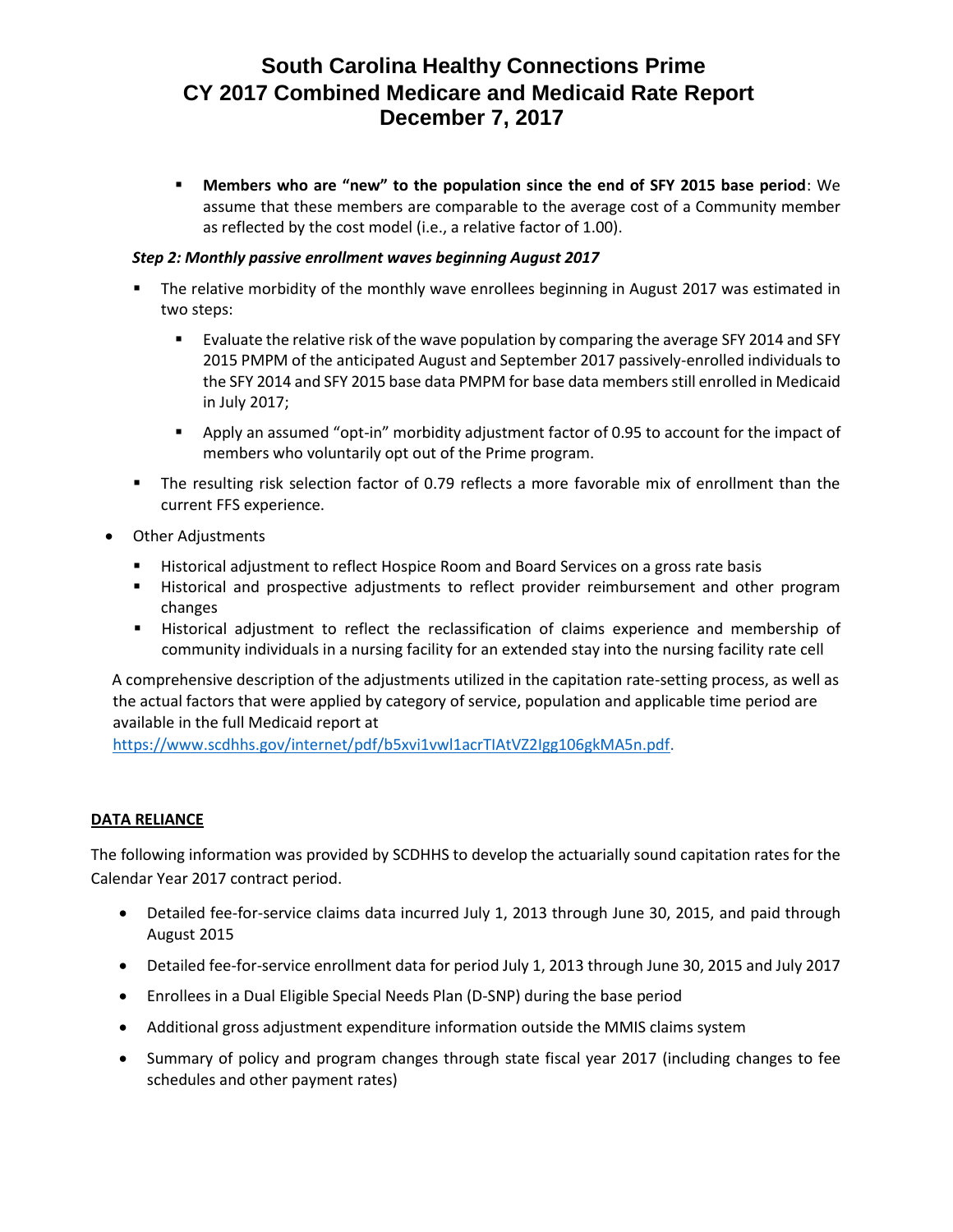- **Members who are "new" to the population since the end of SFY 2015 base period**: We assume that these members are comparable to the average cost of a Community member as reflected by the cost model (i.e., a relative factor of 1.00).

*Step 2: Monthly passive enrollment waves beginning August 2017*

- The relative morbidity of the monthly wave enrollees beginning in August 2017 was estimated in two steps:
  - Evaluate the relative risk of the wave population by comparing the average SFY 2014 and SFY 2015 PMPM of the anticipated August and September 2017 passively-enrolled individuals to the SFY 2014 and SFY 2015 base data PMPM for base data members still enrolled in Medicaid in July 2017;
  - Apply an assumed "opt-in" morbidity adjustment factor of 0.95 to account for the impact of members who voluntarily opt out of the Prime program.
- The resulting risk selection factor of 0.79 reflects a more favorable mix of enrollment than the current FFS experience.

- Other Adjustments
  - Historical adjustment to reflect Hospice Room and Board Services on a gross rate basis
  - Historical and prospective adjustments to reflect provider reimbursement and other program changes
  - Historical adjustment to reflect the reclassification of claims experience and membership of community individuals in a nursing facility for an extended stay into the nursing facility rate cell

A comprehensive description of the adjustments utilized in the capitation rate-setting process, as well as the actual factors that were applied by category of service, population and applicable time period are available in the full Medicaid report at https://www.scdhhs.gov/internet/pdf/b5xvi1vwl1acrTIAtVZ2Igg106gkMA5n.pdf.

## DATA RELIANCE

The following information was provided by SCDHHS to develop the actuarially sound capitation rates for the Calendar Year 2017 contract period.

- Detailed fee-for-service claims data incurred July 1, 2013 through June 30, 2015, and paid through August 2015
- Detailed fee-for-service enrollment data for period July 1, 2013 through June 30, 2015 and July 2017
- Enrollees in a Dual Eligible Special Needs Plan (D-SNP) during the base period
- Additional gross adjustment expenditure information outside the MMIS claims system
- Summary of policy and program changes through state fiscal year 2017 (including changes to fee schedules and other payment rates)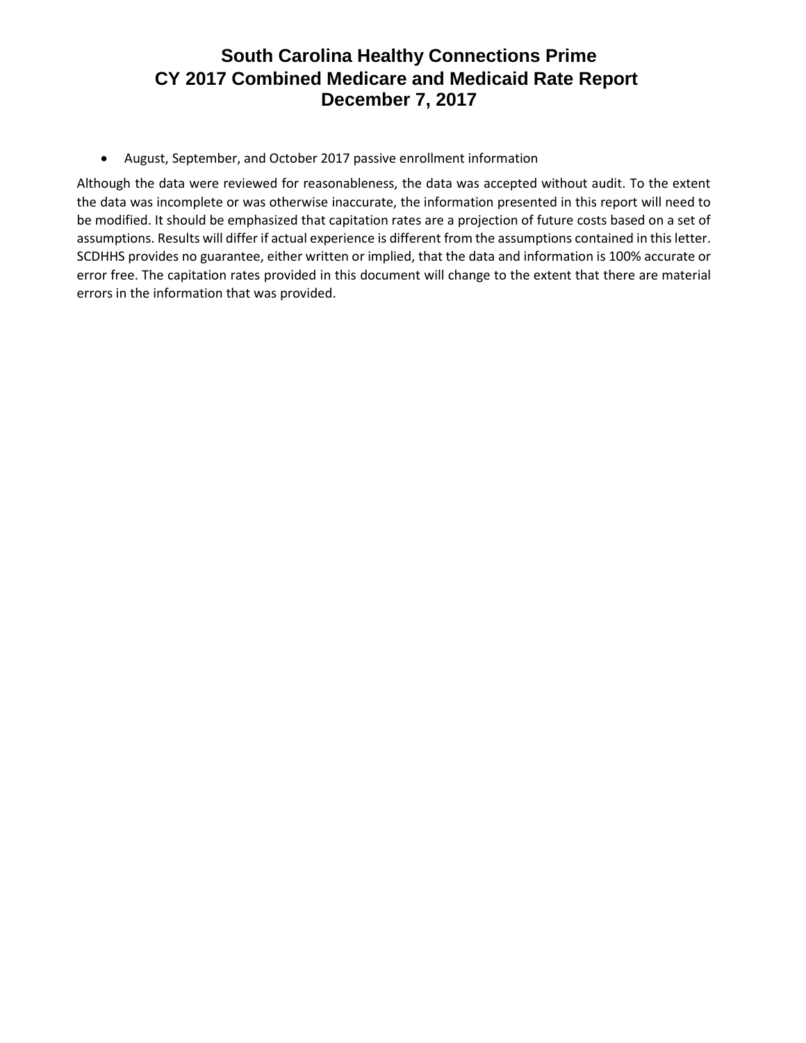- August, September, and October 2017 passive enrollment information

Although the data were reviewed for reasonableness, the data was accepted without audit. To the extent the data was incomplete or was otherwise inaccurate, the information presented in this report will need to be modified. It should be emphasized that capitation rates are a projection of future costs based on a set of assumptions. Results will differ if actual experience is different from the assumptions contained in this letter. SCDHHS provides no guarantee, either written or implied, that the data and information is 100% accurate or error free. The capitation rates provided in this document will change to the extent that there are material errors in the information that was provided.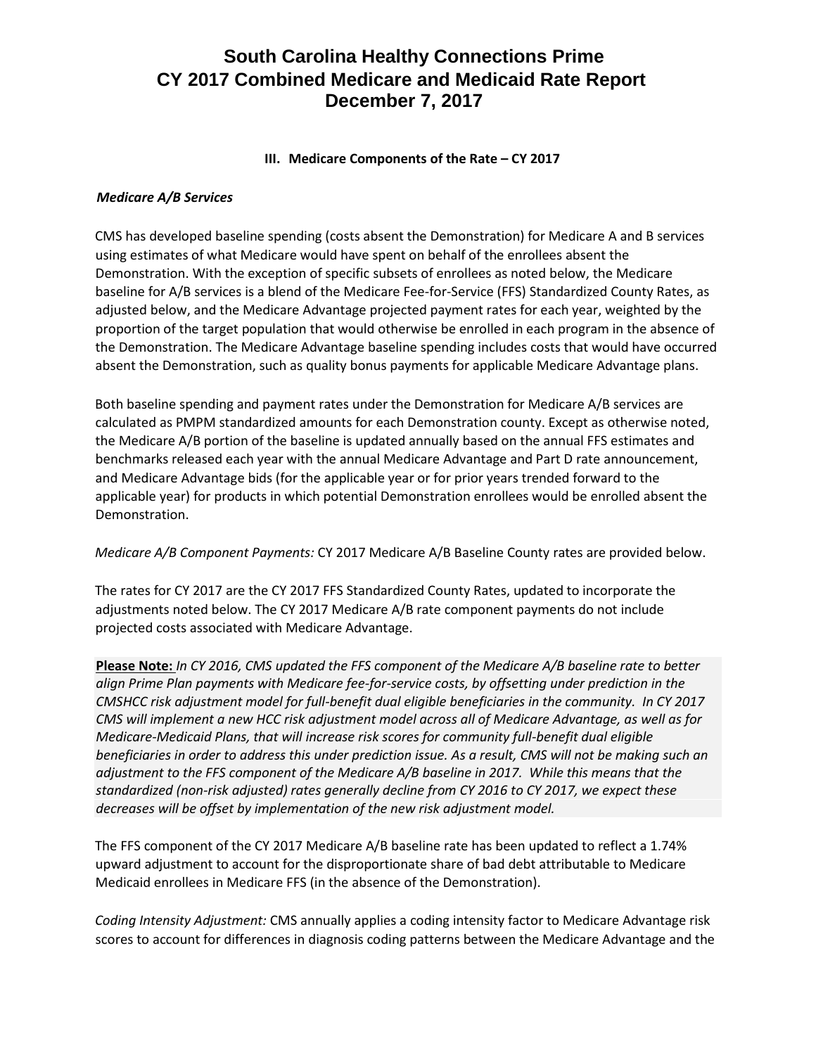# South Carolina Healthy Connections Prime
# CY 2017 Combined Medicare and Medicaid Rate Report
# December 7, 2017

### III. Medicare Components of the Rate – CY 2017

***Medicare A/B Services***

CMS has developed baseline spending (costs absent the Demonstration) for Medicare A and B services using estimates of what Medicare would have spent on behalf of the enrollees absent the Demonstration. With the exception of specific subsets of enrollees as noted below, the Medicare baseline for A/B services is a blend of the Medicare Fee-for-Service (FFS) Standardized County Rates, as adjusted below, and the Medicare Advantage projected payment rates for each year, weighted by the proportion of the target population that would otherwise be enrolled in each program in the absence of the Demonstration. The Medicare Advantage baseline spending includes costs that would have occurred absent the Demonstration, such as quality bonus payments for applicable Medicare Advantage plans.

Both baseline spending and payment rates under the Demonstration for Medicare A/B services are calculated as PMPM standardized amounts for each Demonstration county. Except as otherwise noted, the Medicare A/B portion of the baseline is updated annually based on the annual FFS estimates and benchmarks released each year with the annual Medicare Advantage and Part D rate announcement, and Medicare Advantage bids (for the applicable year or for prior years trended forward to the applicable year) for products in which potential Demonstration enrollees would be enrolled absent the Demonstration.

*Medicare A/B Component Payments:* CY 2017 Medicare A/B Baseline County rates are provided below.

The rates for CY 2017 are the CY 2017 FFS Standardized County Rates, updated to incorporate the adjustments noted below. The CY 2017 Medicare A/B rate component payments do not include projected costs associated with Medicare Advantage.

**Please Note:** *In CY 2016, CMS updated the FFS component of the Medicare A/B baseline rate to better align Prime Plan payments with Medicare fee-for-service costs, by offsetting under prediction in the CMSHCC risk adjustment model for full-benefit dual eligible beneficiaries in the community. In CY 2017 CMS will implement a new HCC risk adjustment model across all of Medicare Advantage, as well as for Medicare-Medicaid Plans, that will increase risk scores for community full-benefit dual eligible beneficiaries in order to address this under prediction issue. As a result, CMS will not be making such an adjustment to the FFS component of the Medicare A/B baseline in 2017. While this means that the standardized (non-risk adjusted) rates generally decline from CY 2016 to CY 2017, we expect these decreases will be offset by implementation of the new risk adjustment model.*

The FFS component of the CY 2017 Medicare A/B baseline rate has been updated to reflect a 1.74% upward adjustment to account for the disproportionate share of bad debt attributable to Medicare Medicaid enrollees in Medicare FFS (in the absence of the Demonstration).

*Coding Intensity Adjustment:* CMS annually applies a coding intensity factor to Medicare Advantage risk scores to account for differences in diagnosis coding patterns between the Medicare Advantage and the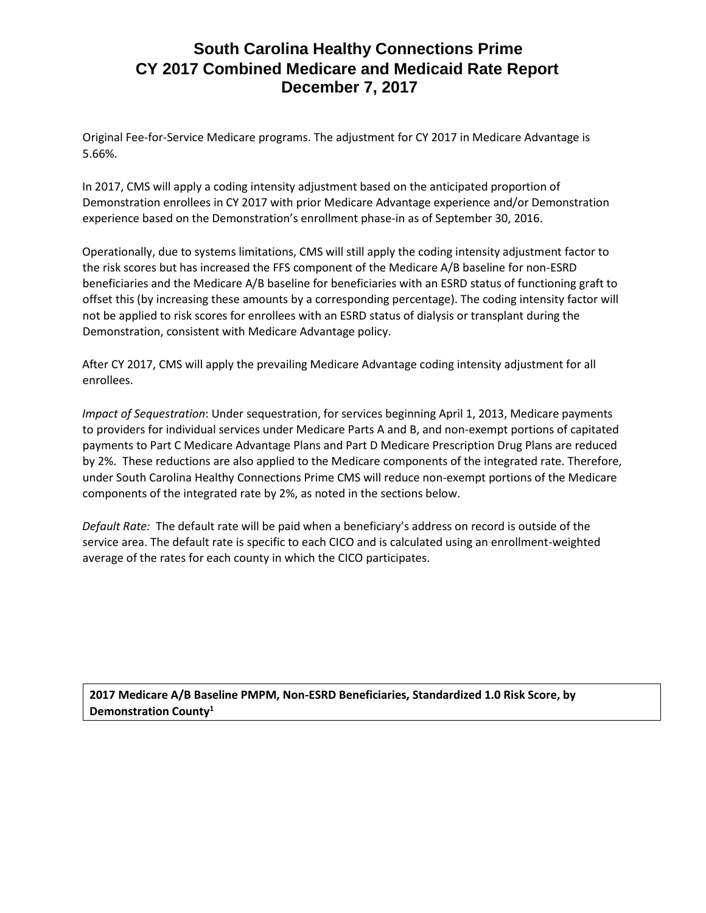Original Fee-for-Service Medicare programs. The adjustment for CY 2017 in Medicare Advantage is 5.66%.

In 2017, CMS will apply a coding intensity adjustment based on the anticipated proportion of Demonstration enrollees in CY 2017 with prior Medicare Advantage experience and/or Demonstration experience based on the Demonstration's enrollment phase-in as of September 30, 2016.

Operationally, due to systems limitations, CMS will still apply the coding intensity adjustment factor to the risk scores but has increased the FFS component of the Medicare A/B baseline for non-ESRD beneficiaries and the Medicare A/B baseline for beneficiaries with an ESRD status of functioning graft to offset this (by increasing these amounts by a corresponding percentage). The coding intensity factor will not be applied to risk scores for enrollees with an ESRD status of dialysis or transplant during the Demonstration, consistent with Medicare Advantage policy.

After CY 2017, CMS will apply the prevailing Medicare Advantage coding intensity adjustment for all enrollees.

*Impact of Sequestration*: Under sequestration, for services beginning April 1, 2013, Medicare payments to providers for individual services under Medicare Parts A and B, and non-exempt portions of capitated payments to Part C Medicare Advantage Plans and Part D Medicare Prescription Drug Plans are reduced by 2%. These reductions are also applied to the Medicare components of the integrated rate. Therefore, under South Carolina Healthy Connections Prime CMS will reduce non-exempt portions of the Medicare components of the integrated rate by 2%, as noted in the sections below.

*Default Rate:* The default rate will be paid when a beneficiary's address on record is outside of the service area. The default rate is specific to each CICO and is calculated using an enrollment-weighted average of the rates for each county in which the CICO participates.

| **2017 Medicare A/B Baseline PMPM, Non-ESRD Beneficiaries, Standardized 1.0 Risk Score, by Demonstration County[1]** |
|---|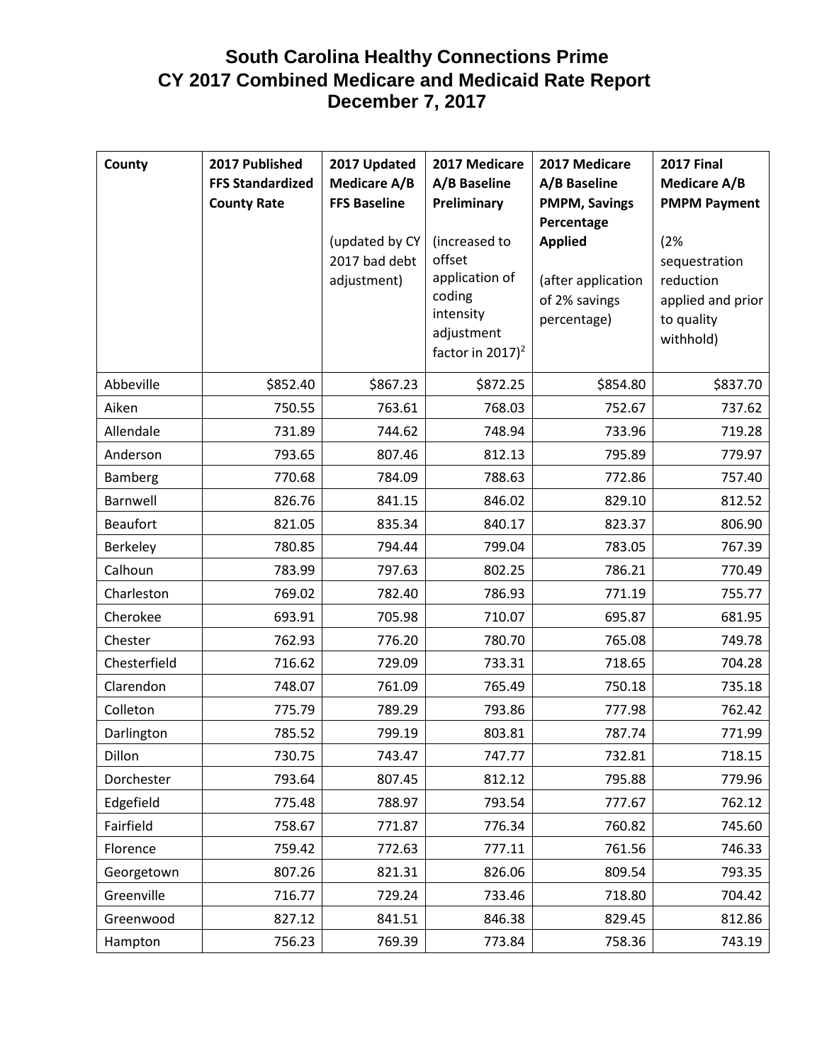# South Carolina Healthy Connections Prime
# CY 2017 Combined Medicare and Medicaid Rate Report
# December 7, 2017

| County | 2017 Published FFS Standardized County Rate | 2017 Updated Medicare A/B FFS Baseline (updated by CY 2017 bad debt adjustment) | 2017 Medicare A/B Baseline Preliminary (increased to offset application of coding intensity adjustment factor in 2017)[2] | 2017 Medicare A/B Baseline PMPM, Savings Percentage Applied (after application of 2% savings percentage) | 2017 Final Medicare A/B PMPM Payment (2% sequestration reduction applied and prior to quality withhold) |
|---|---|---|---|---|---|
| Abbeville | $852.40 | $867.23 | $872.25 | $854.80 | $837.70 |
| Aiken | 750.55 | 763.61 | 768.03 | 752.67 | 737.62 |
| Allendale | 731.89 | 744.62 | 748.94 | 733.96 | 719.28 |
| Anderson | 793.65 | 807.46 | 812.13 | 795.89 | 779.97 |
| Bamberg | 770.68 | 784.09 | 788.63 | 772.86 | 757.40 |
| Barnwell | 826.76 | 841.15 | 846.02 | 829.10 | 812.52 |
| Beaufort | 821.05 | 835.34 | 840.17 | 823.37 | 806.90 |
| Berkeley | 780.85 | 794.44 | 799.04 | 783.05 | 767.39 |
| Calhoun | 783.99 | 797.63 | 802.25 | 786.21 | 770.49 |
| Charleston | 769.02 | 782.40 | 786.93 | 771.19 | 755.77 |
| Cherokee | 693.91 | 705.98 | 710.07 | 695.87 | 681.95 |
| Chester | 762.93 | 776.20 | 780.70 | 765.08 | 749.78 |
| Chesterfield | 716.62 | 729.09 | 733.31 | 718.65 | 704.28 |
| Clarendon | 748.07 | 761.09 | 765.49 | 750.18 | 735.18 |
| Colleton | 775.79 | 789.29 | 793.86 | 777.98 | 762.42 |
| Darlington | 785.52 | 799.19 | 803.81 | 787.74 | 771.99 |
| Dillon | 730.75 | 743.47 | 747.77 | 732.81 | 718.15 |
| Dorchester | 793.64 | 807.45 | 812.12 | 795.88 | 779.96 |
| Edgefield | 775.48 | 788.97 | 793.54 | 777.67 | 762.12 |
| Fairfield | 758.67 | 771.87 | 776.34 | 760.82 | 745.60 |
| Florence | 759.42 | 772.63 | 777.11 | 761.56 | 746.33 |
| Georgetown | 807.26 | 821.31 | 826.06 | 809.54 | 793.35 |
| Greenville | 716.77 | 729.24 | 733.46 | 718.80 | 704.42 |
| Greenwood | 827.12 | 841.51 | 846.38 | 829.45 | 812.86 |
| Hampton | 756.23 | 769.39 | 773.84 | 758.36 | 743.19 |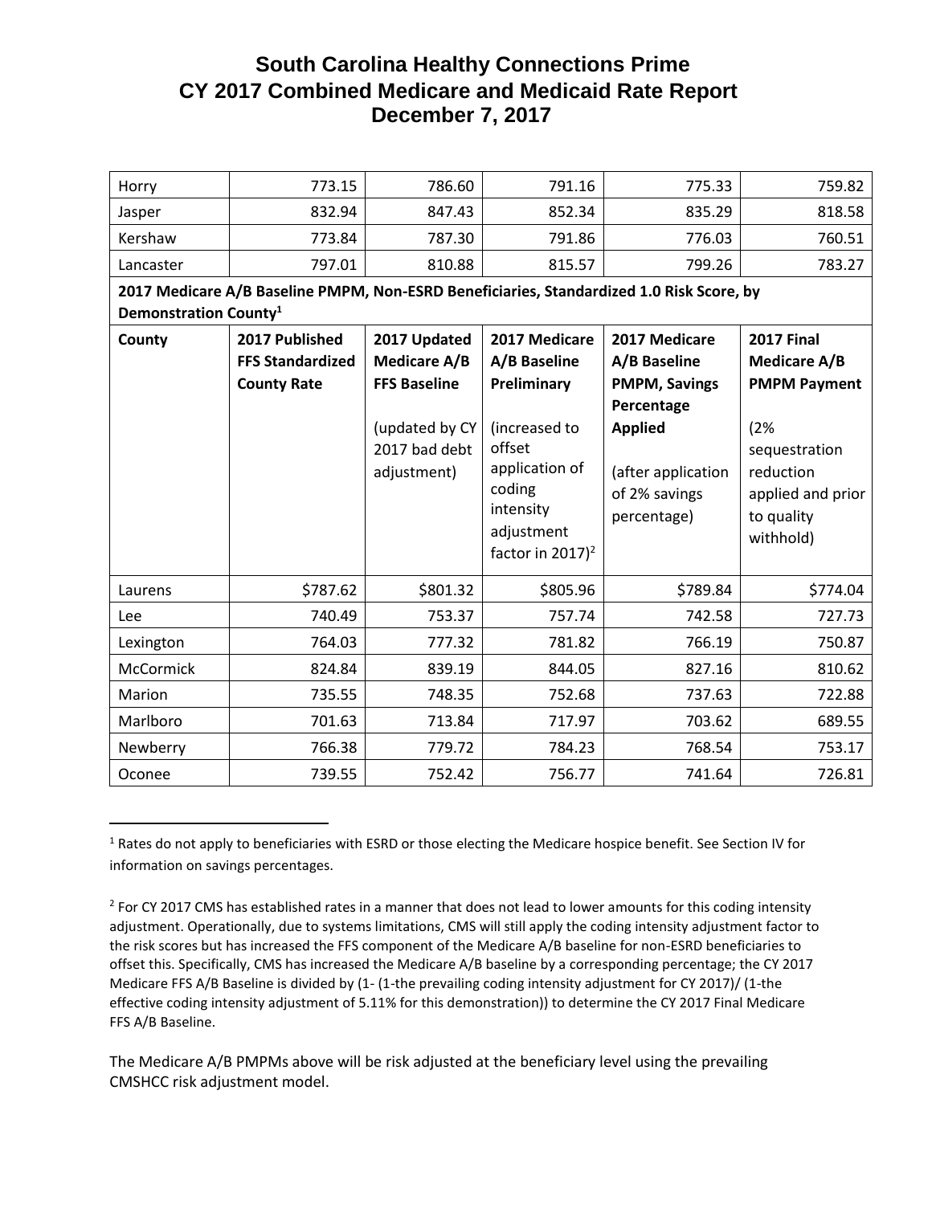# South Carolina Healthy Connections Prime
# CY 2017 Combined Medicare and Medicaid Rate Report
# December 7, 2017

| | | | | | |
|---|---:|---:|---:|---:|---:|
| Horry | 773.15 | 786.60 | 791.16 | 775.33 | 759.82 |
| Jasper | 832.94 | 847.43 | 852.34 | 835.29 | 818.58 |
| Kershaw | 773.84 | 787.30 | 791.86 | 776.03 | 760.51 |
| Lancaster | 797.01 | 810.88 | 815.57 | 799.26 | 783.27 |

**2017 Medicare A/B Baseline PMPM, Non-ESRD Beneficiaries, Standardized 1.0 Risk Score, by Demonstration County[1]**

| County | 2017 Published FFS Standardized County Rate | 2017 Updated Medicare A/B FFS Baseline (updated by CY 2017 bad debt adjustment) | 2017 Medicare A/B Baseline Preliminary (increased to offset application of coding intensity adjustment factor in 2017)[2] | 2017 Medicare A/B Baseline PMPM, Savings Percentage Applied (after application of 2% savings percentage) | 2017 Final Medicare A/B PMPM Payment (2% sequestration reduction applied and prior to quality withhold) |
|---|---:|---:|---:|---:|---:|
| Laurens | $787.62 | $801.32 | $805.96 | $789.84 | $774.04 |
| Lee | 740.49 | 753.37 | 757.74 | 742.58 | 727.73 |
| Lexington | 764.03 | 777.32 | 781.82 | 766.19 | 750.87 |
| McCormick | 824.84 | 839.19 | 844.05 | 827.16 | 810.62 |
| Marion | 735.55 | 748.35 | 752.68 | 737.63 | 722.88 |
| Marlboro | 701.63 | 713.84 | 717.97 | 703.62 | 689.55 |
| Newberry | 766.38 | 779.72 | 784.23 | 768.54 | 753.17 |
| Oconee | 739.55 | 752.42 | 756.77 | 741.64 | 726.81 |

[1] Rates do not apply to beneficiaries with ESRD or those electing the Medicare hospice benefit. See Section IV for information on savings percentages.

[2] For CY 2017 CMS has established rates in a manner that does not lead to lower amounts for this coding intensity adjustment. Operationally, due to systems limitations, CMS will still apply the coding intensity adjustment factor to the risk scores but has increased the FFS component of the Medicare A/B baseline for non-ESRD beneficiaries to offset this. Specifically, CMS has increased the Medicare A/B baseline by a corresponding percentage; the CY 2017 Medicare FFS A/B Baseline is divided by (1- (1-the prevailing coding intensity adjustment for CY 2017)/ (1-the effective coding intensity adjustment of 5.11% for this demonstration)) to determine the CY 2017 Final Medicare FFS A/B Baseline.

The Medicare A/B PMPMs above will be risk adjusted at the beneficiary level using the prevailing CMSHCC risk adjustment model.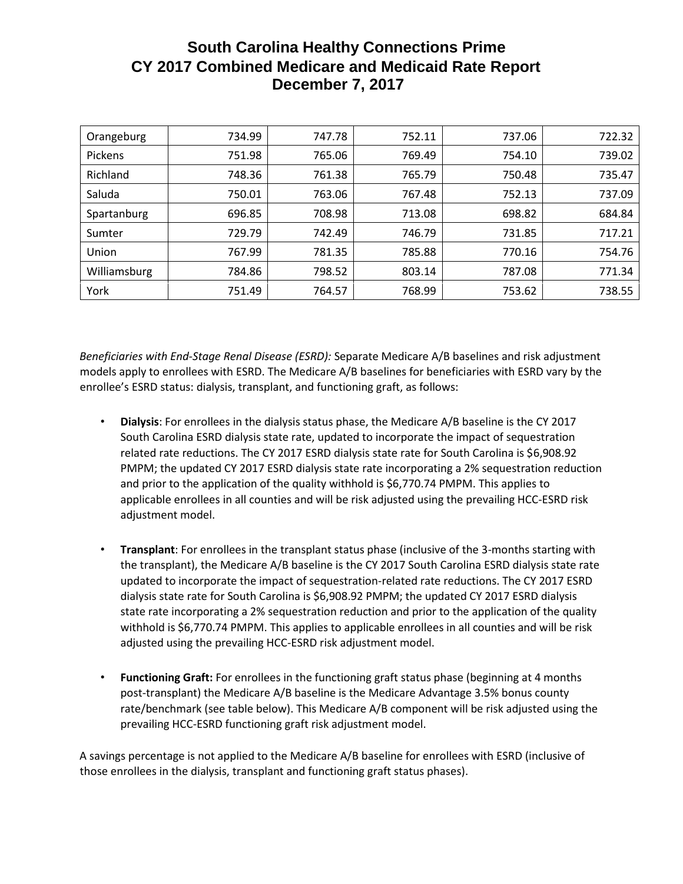| Orangeburg | 734.99 | 747.78 | 752.11 | 737.06 | 722.32 |
|---|---|---|---|---|---|
| Pickens | 751.98 | 765.06 | 769.49 | 754.10 | 739.02 |
| Richland | 748.36 | 761.38 | 765.79 | 750.48 | 735.47 |
| Saluda | 750.01 | 763.06 | 767.48 | 752.13 | 737.09 |
| Spartanburg | 696.85 | 708.98 | 713.08 | 698.82 | 684.84 |
| Sumter | 729.79 | 742.49 | 746.79 | 731.85 | 717.21 |
| Union | 767.99 | 781.35 | 785.88 | 770.16 | 754.76 |
| Williamsburg | 784.86 | 798.52 | 803.14 | 787.08 | 771.34 |
| York | 751.49 | 764.57 | 768.99 | 753.62 | 738.55 |

*Beneficiaries with End-Stage Renal Disease (ESRD):* Separate Medicare A/B baselines and risk adjustment models apply to enrollees with ESRD. The Medicare A/B baselines for beneficiaries with ESRD vary by the enrollee's ESRD status: dialysis, transplant, and functioning graft, as follows:

- **Dialysis**: For enrollees in the dialysis status phase, the Medicare A/B baseline is the CY 2017 South Carolina ESRD dialysis state rate, updated to incorporate the impact of sequestration related rate reductions. The CY 2017 ESRD dialysis state rate for South Carolina is $6,908.92 PMPM; the updated CY 2017 ESRD dialysis state rate incorporating a 2% sequestration reduction and prior to the application of the quality withhold is $6,770.74 PMPM. This applies to applicable enrollees in all counties and will be risk adjusted using the prevailing HCC-ESRD risk adjustment model.

- **Transplant**: For enrollees in the transplant status phase (inclusive of the 3-months starting with the transplant), the Medicare A/B baseline is the CY 2017 South Carolina ESRD dialysis state rate updated to incorporate the impact of sequestration-related rate reductions. The CY 2017 ESRD dialysis state rate for South Carolina is $6,908.92 PMPM; the updated CY 2017 ESRD dialysis state rate incorporating a 2% sequestration reduction and prior to the application of the quality withhold is $6,770.74 PMPM. This applies to applicable enrollees in all counties and will be risk adjusted using the prevailing HCC-ESRD risk adjustment model.

- **Functioning Graft:** For enrollees in the functioning graft status phase (beginning at 4 months post-transplant) the Medicare A/B baseline is the Medicare Advantage 3.5% bonus county rate/benchmark (see table below). This Medicare A/B component will be risk adjusted using the prevailing HCC-ESRD functioning graft risk adjustment model.

A savings percentage is not applied to the Medicare A/B baseline for enrollees with ESRD (inclusive of those enrollees in the dialysis, transplant and functioning graft status phases).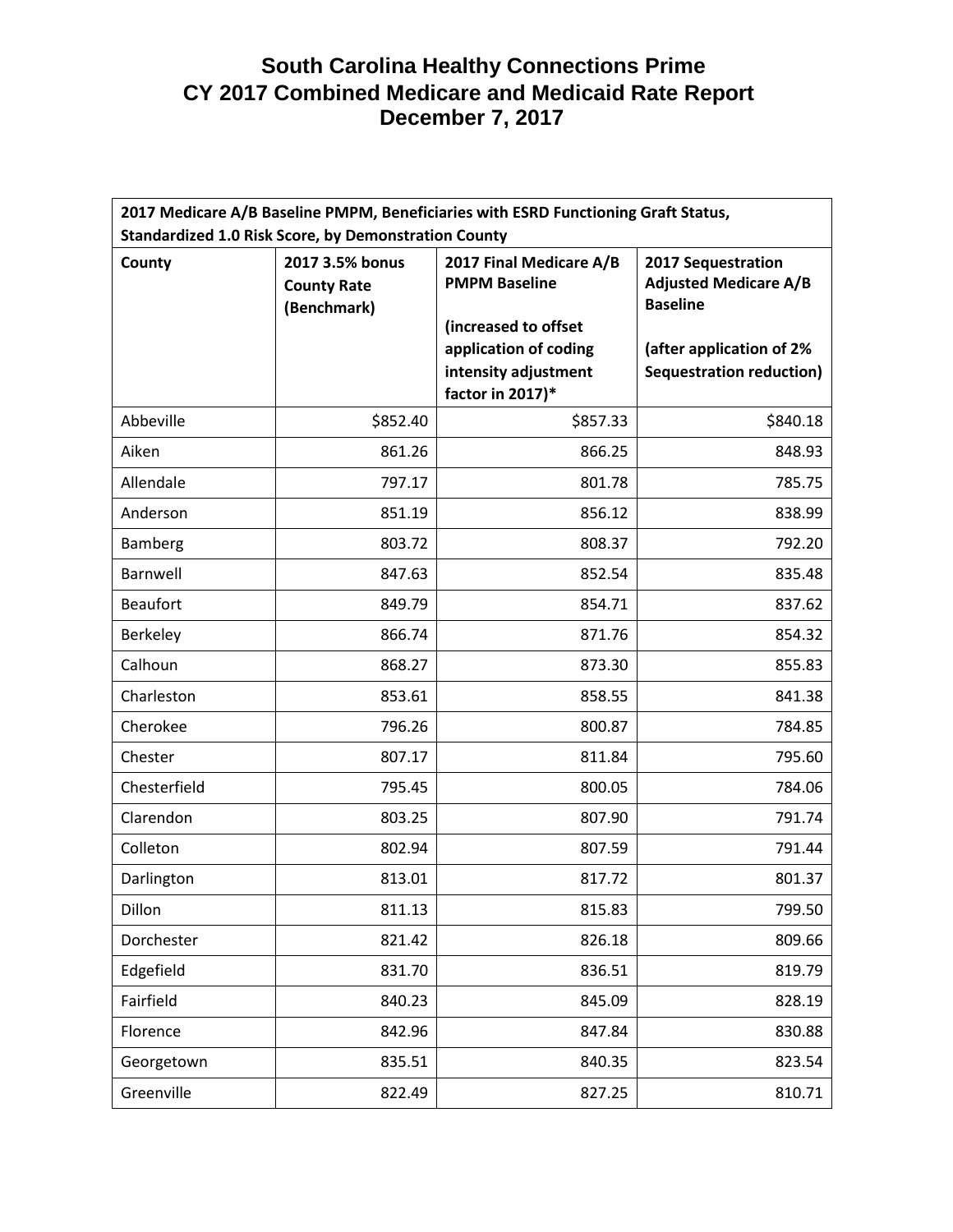# South Carolina Healthy Connections Prime
# CY 2017 Combined Medicare and Medicaid Rate Report
# December 7, 2017

| 2017 Medicare A/B Baseline PMPM, Beneficiaries with ESRD Functioning Graft Status, Standardized 1.0 Risk Score, by Demonstration County | | | |
|---|---|---|---|
| **County** | **2017 3.5% bonus County Rate (Benchmark)** | **2017 Final Medicare A/B PMPM Baseline (increased to offset application of coding intensity adjustment factor in 2017)*** | **2017 Sequestration Adjusted Medicare A/B Baseline (after application of 2% Sequestration reduction)** |
| Abbeville | $852.40 | $857.33 | $840.18 |
| Aiken | 861.26 | 866.25 | 848.93 |
| Allendale | 797.17 | 801.78 | 785.75 |
| Anderson | 851.19 | 856.12 | 838.99 |
| Bamberg | 803.72 | 808.37 | 792.20 |
| Barnwell | 847.63 | 852.54 | 835.48 |
| Beaufort | 849.79 | 854.71 | 837.62 |
| Berkeley | 866.74 | 871.76 | 854.32 |
| Calhoun | 868.27 | 873.30 | 855.83 |
| Charleston | 853.61 | 858.55 | 841.38 |
| Cherokee | 796.26 | 800.87 | 784.85 |
| Chester | 807.17 | 811.84 | 795.60 |
| Chesterfield | 795.45 | 800.05 | 784.06 |
| Clarendon | 803.25 | 807.90 | 791.74 |
| Colleton | 802.94 | 807.59 | 791.44 |
| Darlington | 813.01 | 817.72 | 801.37 |
| Dillon | 811.13 | 815.83 | 799.50 |
| Dorchester | 821.42 | 826.18 | 809.66 |
| Edgefield | 831.70 | 836.51 | 819.79 |
| Fairfield | 840.23 | 845.09 | 828.19 |
| Florence | 842.96 | 847.84 | 830.88 |
| Georgetown | 835.51 | 840.35 | 823.54 |
| Greenville | 822.49 | 827.25 | 810.71 |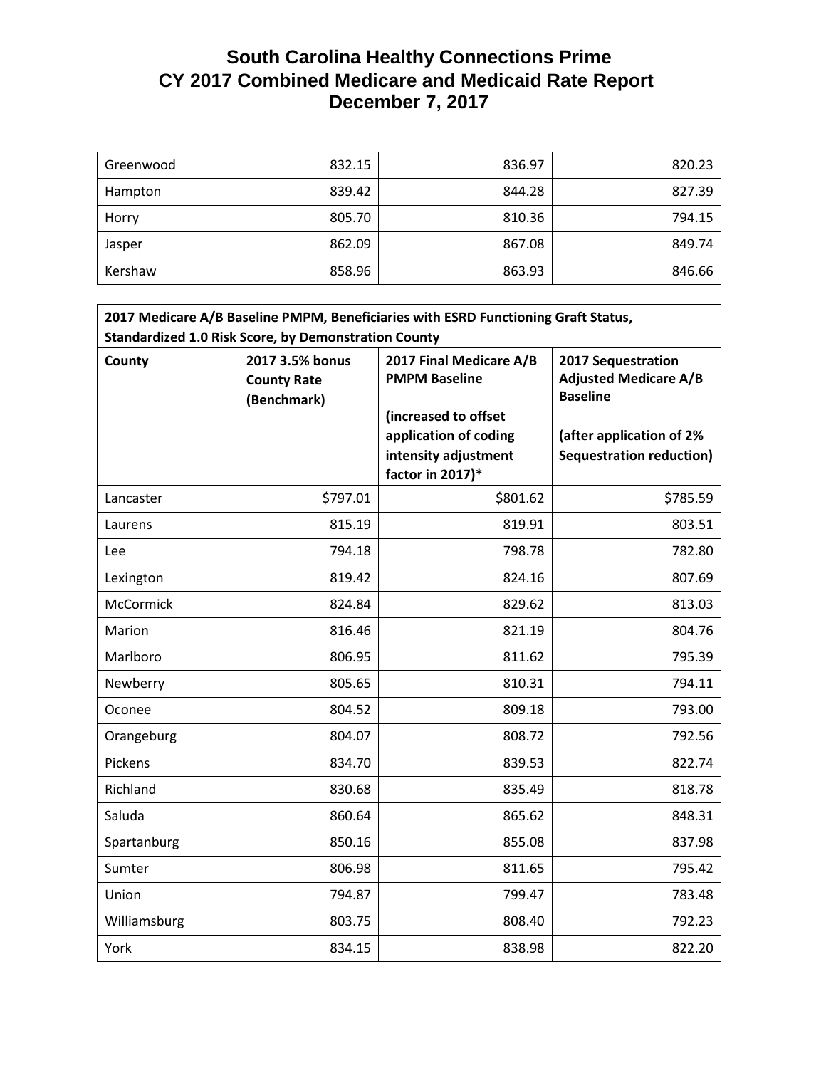# South Carolina Healthy Connections Prime
# CY 2017 Combined Medicare and Medicaid Rate Report
# December 7, 2017

| | | | |
|---|---|---|---|
| Greenwood | 832.15 | 836.97 | 820.23 |
| Hampton | 839.42 | 844.28 | 827.39 |
| Horry | 805.70 | 810.36 | 794.15 |
| Jasper | 862.09 | 867.08 | 849.74 |
| Kershaw | 858.96 | 863.93 | 846.66 |

**2017 Medicare A/B Baseline PMPM, Beneficiaries with ESRD Functioning Graft Status, Standardized 1.0 Risk Score, by Demonstration County**

| County | 2017 3.5% bonus County Rate (Benchmark) | 2017 Final Medicare A/B PMPM Baseline (increased to offset application of coding intensity adjustment factor in 2017)* | 2017 Sequestration Adjusted Medicare A/B Baseline (after application of 2% Sequestration reduction) |
|---|---|---|---|
| Lancaster | $797.01 | $801.62 | $785.59 |
| Laurens | 815.19 | 819.91 | 803.51 |
| Lee | 794.18 | 798.78 | 782.80 |
| Lexington | 819.42 | 824.16 | 807.69 |
| McCormick | 824.84 | 829.62 | 813.03 |
| Marion | 816.46 | 821.19 | 804.76 |
| Marlboro | 806.95 | 811.62 | 795.39 |
| Newberry | 805.65 | 810.31 | 794.11 |
| Oconee | 804.52 | 809.18 | 793.00 |
| Orangeburg | 804.07 | 808.72 | 792.56 |
| Pickens | 834.70 | 839.53 | 822.74 |
| Richland | 830.68 | 835.49 | 818.78 |
| Saluda | 860.64 | 865.62 | 848.31 |
| Spartanburg | 850.16 | 855.08 | 837.98 |
| Sumter | 806.98 | 811.65 | 795.42 |
| Union | 794.87 | 799.47 | 783.48 |
| Williamsburg | 803.75 | 808.40 | 792.23 |
| York | 834.15 | 838.98 | 822.20 |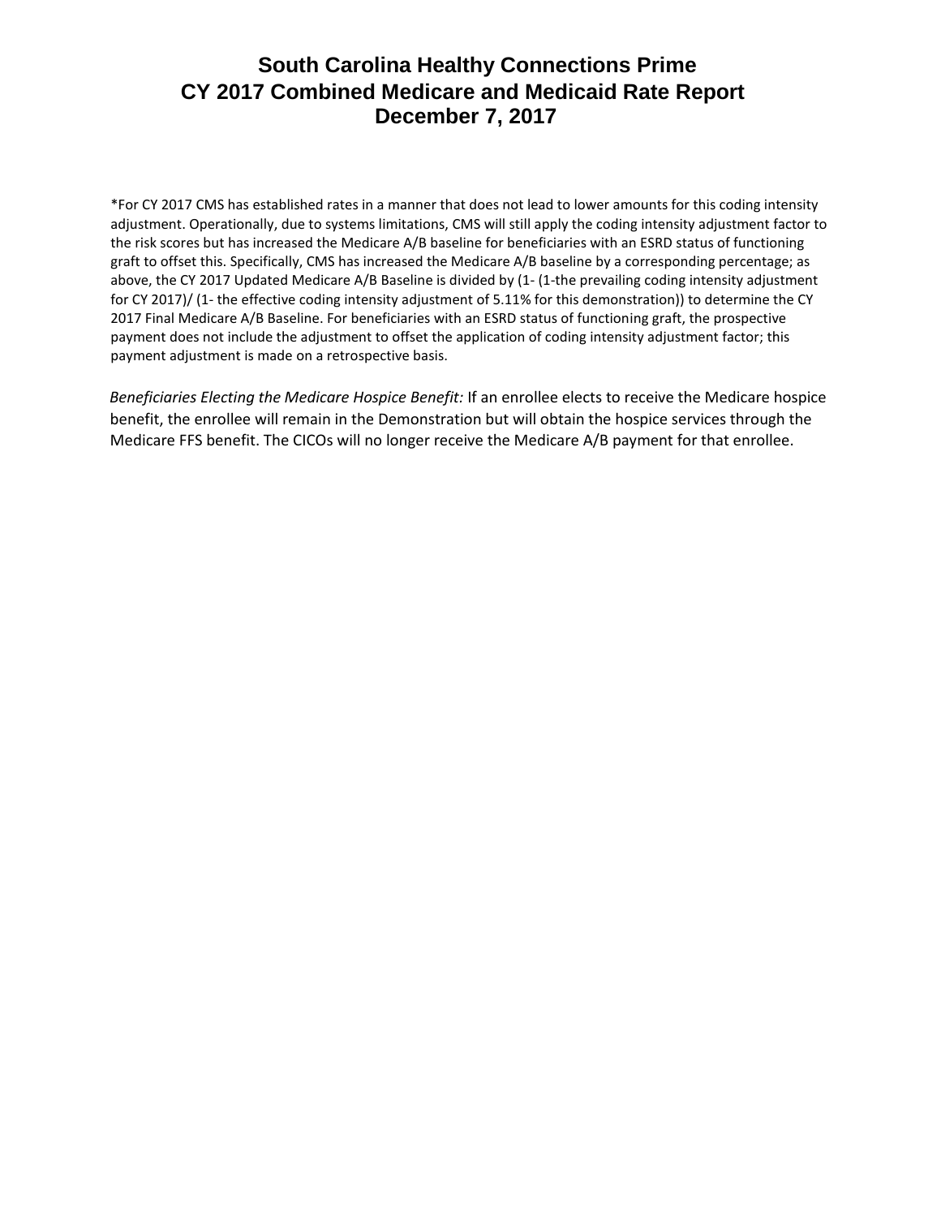*For CY 2017 CMS has established rates in a manner that does not lead to lower amounts for this coding intensity adjustment. Operationally, due to systems limitations, CMS will still apply the coding intensity adjustment factor to the risk scores but has increased the Medicare A/B baseline for beneficiaries with an ESRD status of functioning graft to offset this. Specifically, CMS has increased the Medicare A/B baseline by a corresponding percentage; as above, the CY 2017 Updated Medicare A/B Baseline is divided by (1- (1-the prevailing coding intensity adjustment for CY 2017)/ (1- the effective coding intensity adjustment of 5.11% for this demonstration)) to determine the CY 2017 Final Medicare A/B Baseline. For beneficiaries with an ESRD status of functioning graft, the prospective payment does not include the adjustment to offset the application of coding intensity adjustment factor; this payment adjustment is made on a retrospective basis.

*Beneficiaries Electing the Medicare Hospice Benefit:* If an enrollee elects to receive the Medicare hospice benefit, the enrollee will remain in the Demonstration but will obtain the hospice services through the Medicare FFS benefit. The CICOs will no longer receive the Medicare A/B payment for that enrollee.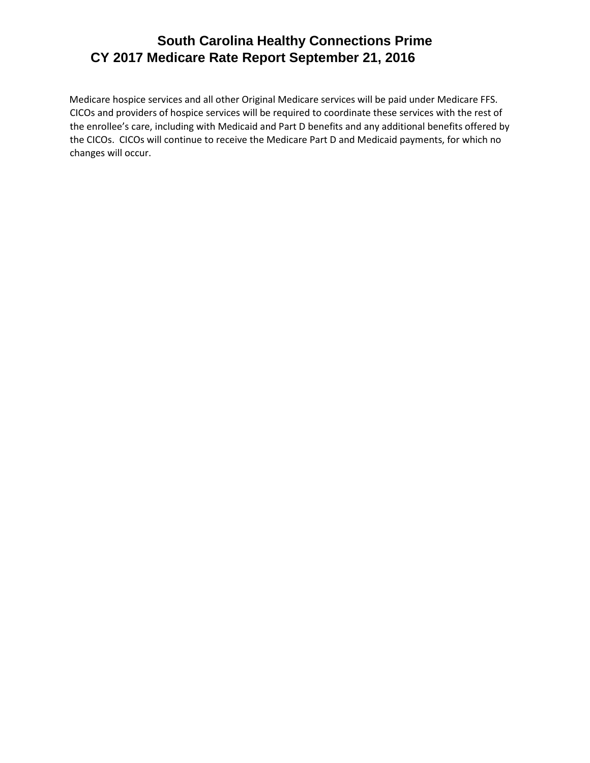Medicare hospice services and all other Original Medicare services will be paid under Medicare FFS. CICOs and providers of hospice services will be required to coordinate these services with the rest of the enrollee's care, including with Medicaid and Part D benefits and any additional benefits offered by the CICOs. CICOs will continue to receive the Medicare Part D and Medicaid payments, for which no changes will occur.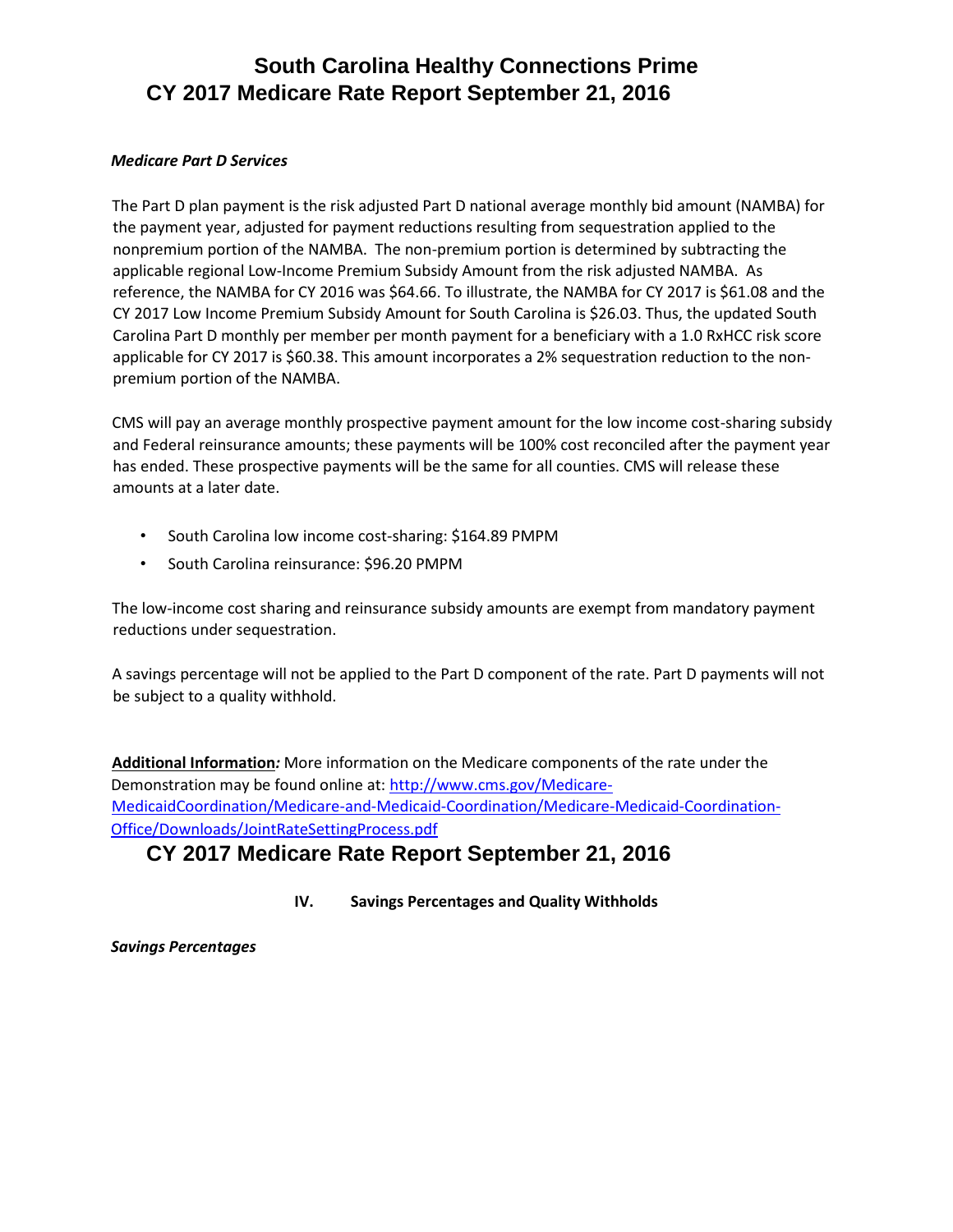*Medicare Part D Services*

The Part D plan payment is the risk adjusted Part D national average monthly bid amount (NAMBA) for the payment year, adjusted for payment reductions resulting from sequestration applied to the nonpremium portion of the NAMBA. The non-premium portion is determined by subtracting the applicable regional Low-Income Premium Subsidy Amount from the risk adjusted NAMBA. As reference, the NAMBA for CY 2016 was $64.66. To illustrate, the NAMBA for CY 2017 is $61.08 and the CY 2017 Low Income Premium Subsidy Amount for South Carolina is $26.03. Thus, the updated South Carolina Part D monthly per member per month payment for a beneficiary with a 1.0 RxHCC risk score applicable for CY 2017 is $60.38. This amount incorporates a 2% sequestration reduction to the non-premium portion of the NAMBA.

CMS will pay an average monthly prospective payment amount for the low income cost-sharing subsidy and Federal reinsurance amounts; these payments will be 100% cost reconciled after the payment year has ended. These prospective payments will be the same for all counties. CMS will release these amounts at a later date.

- South Carolina low income cost-sharing: $164.89 PMPM
- South Carolina reinsurance: $96.20 PMPM

The low-income cost sharing and reinsurance subsidy amounts are exempt from mandatory payment reductions under sequestration.

A savings percentage will not be applied to the Part D component of the rate. Part D payments will not be subject to a quality withhold.

**Additional Information***:* More information on the Medicare components of the rate under the Demonstration may be found online at: http://www.cms.gov/Medicare-MedicaidCoordination/Medicare-and-Medicaid-Coordination/Medicare-Medicaid-Coordination-Office/Downloads/JointRateSettingProcess.pdf

## IV. Savings Percentages and Quality Withholds

*Savings Percentages*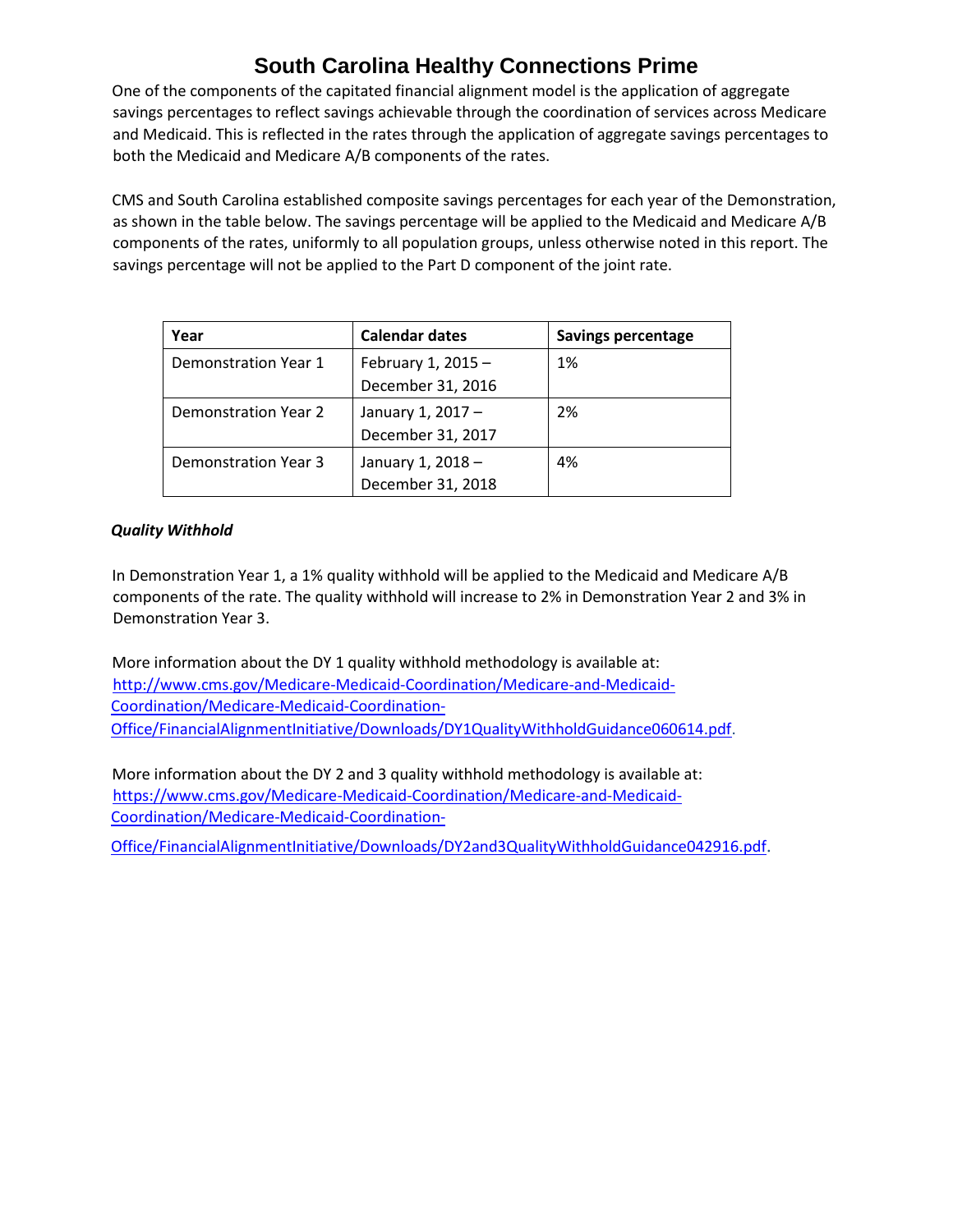# South Carolina Healthy Connections Prime

One of the components of the capitated financial alignment model is the application of aggregate savings percentages to reflect savings achievable through the coordination of services across Medicare and Medicaid. This is reflected in the rates through the application of aggregate savings percentages to both the Medicaid and Medicare A/B components of the rates.

CMS and South Carolina established composite savings percentages for each year of the Demonstration, as shown in the table below. The savings percentage will be applied to the Medicaid and Medicare A/B components of the rates, uniformly to all population groups, unless otherwise noted in this report. The savings percentage will not be applied to the Part D component of the joint rate.

| Year | Calendar dates | Savings percentage |
| --- | --- | --- |
| Demonstration Year 1 | February 1, 2015 – December 31, 2016 | 1% |
| Demonstration Year 2 | January 1, 2017 – December 31, 2017 | 2% |
| Demonstration Year 3 | January 1, 2018 – December 31, 2018 | 4% |

***Quality Withhold***

In Demonstration Year 1, a 1% quality withhold will be applied to the Medicaid and Medicare A/B components of the rate. The quality withhold will increase to 2% in Demonstration Year 2 and 3% in Demonstration Year 3.

More information about the DY 1 quality withhold methodology is available at: http://www.cms.gov/Medicare-Medicaid-Coordination/Medicare-and-Medicaid-Coordination/Medicare-Medicaid-Coordination-Office/FinancialAlignmentInitiative/Downloads/DY1QualityWithholdGuidance060614.pdf.

More information about the DY 2 and 3 quality withhold methodology is available at: https://www.cms.gov/Medicare-Medicaid-Coordination/Medicare-and-Medicaid-Coordination/Medicare-Medicaid-Coordination-Office/FinancialAlignmentInitiative/Downloads/DY2and3QualityWithholdGuidance042916.pdf.